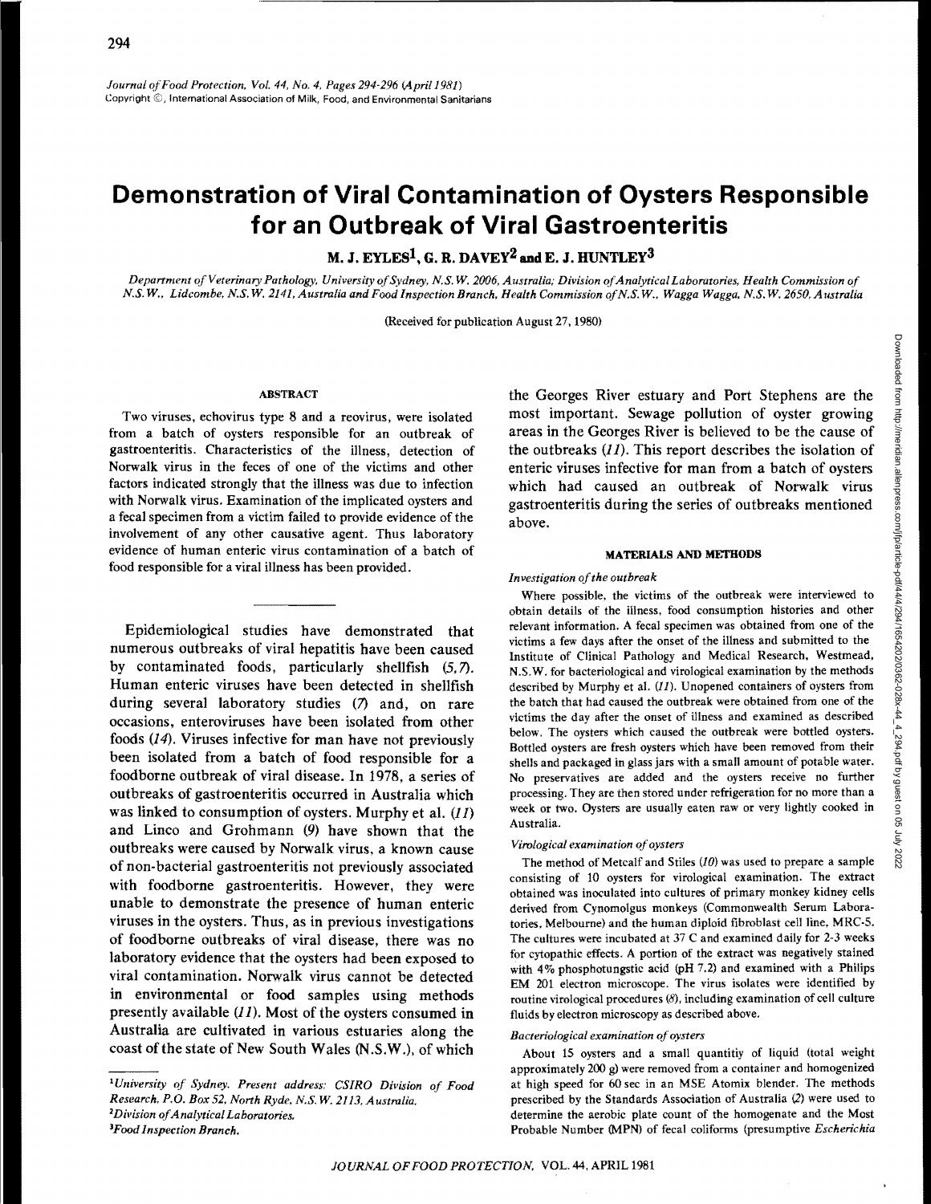# Demonstration of Viral Contamination of Oysters Responsible for an Outbreak of Viral Gastroenteritis

**M. J. EYLES[1], G. R. DAVEY[2] and E. J. HUNTLEY[3]**

*Department of Veterinary Pathology, University of Sydney, N.S.W. 2006, Australia; Division of Analytical Laboratories, Health Commission of N.S.W., Lidcombe, N.S.W. 2141, Australia and Food Inspection Branch, Health Commission of N.S.W., Wagga Wagga, N.S.W. 2650, Australia*

(Received for publication August 27, 1980)

## ABSTRACT

Two viruses, echovirus type 8 and a reovirus, were isolated from a batch of oysters responsible for an outbreak of gastroenteritis. Characteristics of the illness, detection of Norwalk virus in the feces of one of the victims and other factors indicated strongly that the illness was due to infection with Norwalk virus. Examination of the implicated oysters and a fecal specimen from a victim failed to provide evidence of the involvement of any other causative agent. Thus laboratory evidence of human enteric virus contamination of a batch of food responsible for a viral illness has been provided.

---

Epidemiological studies have demonstrated that numerous outbreaks of viral hepatitis have been caused by contaminated foods, particularly shellfish (*5,7*). Human enteric viruses have been detected in shellfish during several laboratory studies (*7*) and, on rare occasions, enteroviruses have been isolated from other foods (*14*). Viruses infective for man have not previously been isolated from a batch of food responsible for a foodborne outbreak of viral disease. In 1978, a series of outbreaks of gastroenteritis occurred in Australia which was linked to consumption of oysters. Murphy et al. (*11*) and Linco and Grohmann (*9*) have shown that the outbreaks were caused by Norwalk virus, a known cause of non-bacterial gastroenteritis not previously associated with foodborne gastroenteritis. However, they were unable to demonstrate the presence of human enteric viruses in the oysters. Thus, as in previous investigations of foodborne outbreaks of viral disease, there was no laboratory evidence that the oysters had been exposed to viral contamination. Norwalk virus cannot be detected in environmental or food samples using methods presently available (*11*). Most of the oysters consumed in Australia are cultivated in various estuaries along the coast of the state of New South Wales (N.S.W.), of which the Georges River estuary and Port Stephens are the most important. Sewage pollution of oyster growing areas in the Georges River is believed to be the cause of the outbreaks (*11*). This report describes the isolation of enteric viruses infective for man from a batch of oysters which had caused an outbreak of Norwalk virus gastroenteritis during the series of outbreaks mentioned above.

[1]*University of Sydney. Present address: CSIRO Division of Food Research, P.O. Box 52, North Ryde, N.S.W. 2113, Australia.*
[2]*Division of Analytical Laboratories.*
[3]*Food Inspection Branch.*

## MATERIALS AND METHODS

### *Investigation of the outbreak*

Where possible, the victims of the outbreak were interviewed to obtain details of the illness, food consumption histories and other relevant information. A fecal specimen was obtained from one of the victims a few days after the onset of the illness and submitted to the Institute of Clinical Pathology and Medical Research, Westmead, N.S.W. for bacteriological and virological examination by the methods described by Murphy et al. (*11*). Unopened containers of oysters from the batch that had caused the outbreak were obtained from one of the victims the day after the onset of illness and examined as described below. The oysters which caused the outbreak were bottled oysters. Bottled oysters are fresh oysters which have been removed from their shells and packaged in glass jars with a small amount of potable water. No preservatives are added and the oysters receive no further processing. They are then stored under refrigeration for no more than a week or two. Oysters are usually eaten raw or very lightly cooked in Australia.

### *Virological examination of oysters*

The method of Metcalf and Stiles (*10*) was used to prepare a sample consisting of 10 oysters for virological examination. The extract obtained was inoculated into cultures of primary monkey kidney cells derived from Cynomolgus monkeys (Commonwealth Serum Laboratories, Melbourne) and the human diploid fibroblast cell line, MRC-5. The cultures were incubated at 37 C and examined daily for 2-3 weeks for cytopathic effects. A portion of the extract was negatively stained with 4% phosphotungstic acid (pH 7.2) and examined with a Philips EM 201 electron microscope. The virus isolates were identified by routine virological procedures (*8*), including examination of cell culture fluids by electron microscopy as described above.

### *Bacteriological examination of oysters*

About 15 oysters and a small quantitiy of liquid (total weight approximately 200 g) were removed from a container and homogenized at high speed for 60 sec in an MSE Atomix blender. The methods prescribed by the Standards Association of Australia (*2*) were used to determine the aerobic plate count of the homogenate and the Most Probable Number (MPN) of fecal coliforms (presumptive *Escherichia*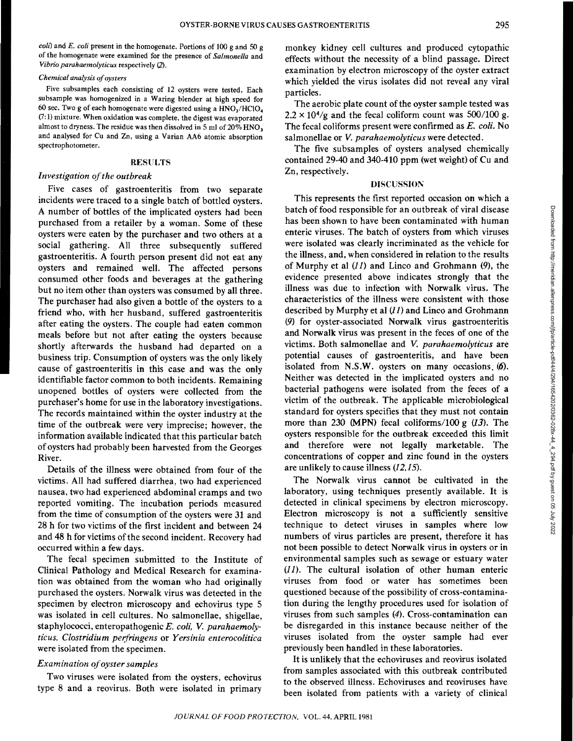*coli*) and *E. coli* present in the homogenate. Portions of 100 g and 50 g of the homogenate were examined for the presence of *Salmonella* and *Vibrio parahaemolyticus* respectively (2).

*Chemical analysis of oysters*

Five subsamples each consisting of 12 oysters were tested. Each subsample was homogenized in a Waring blender at high speed for 60 sec. Two g of each homogenate were digested using a $HNO_3/HClO_4$ (7:1) mixture. When oxidation was complete, the digest was evaporated almost to dryness. The residue was then dissolved in 5 ml of 20% $HNO_3$ and analysed for Cu and Zn, using a Varian AA6 atomic absorption spectrophotometer.

## RESULTS

### *Investigation of the outbreak*

Five cases of gastroenteritis from two separate incidents were traced to a single batch of bottled oysters. A number of bottles of the implicated oysters had been purchased from a retailer by a woman. Some of these oysters were eaten by the purchaser and two others at a social gathering. All three subsequently suffered gastroenteritis. A fourth person present did not eat any oysters and remained well. The affected persons consumed other foods and beverages at the gathering but no item other than oysters was consumed by all three. The purchaser had also given a bottle of the oysters to a friend who, with her husband, suffered gastroenteritis after eating the oysters. The couple had eaten common meals before but not after eating the oysters because shortly afterwards the husband had departed on a business trip. Consumption of oysters was the only likely cause of gastroenteritis in this case and was the only identifiable factor common to both incidents. Remaining unopened bottles of oysters were collected from the purchaser's home for use in the laboratory investigations. The records maintained within the oyster industry at the time of the outbreak were very imprecise; however, the information available indicated that this particular batch of oysters had probably been harvested from the Georges River.

Details of the illness were obtained from four of the victims. All had suffered diarrhea, two had experienced nausea, two had experienced abdominal cramps and two reported vomiting. The incubation periods measured from the time of consumption of the oysters were 31 and 28 h for two victims of the first incident and between 24 and 48 h for victims of the second incident. Recovery had occurred within a few days.

The fecal specimen submitted to the Institute of Clinical Pathology and Medical Research for examination was obtained from the woman who had originally purchased the oysters. Norwalk virus was detected in the specimen by electron microscopy and echovirus type 5 was isolated in cell cultures. No salmonellae, shigellae, staphylococci, enteropathogenic *E. coli*, *V. parahaemolyticus*, *Clostridium perfringens* or *Yersinia enterocolitica* were isolated from the specimen.

### *Examination of oyster samples*

Two viruses were isolated from the oysters, echovirus type 8 and a reovirus. Both were isolated in primary monkey kidney cell cultures and produced cytopathic effects without the necessity of a blind passage. Direct examination by electron microscopy of the oyster extract which yielded the virus isolates did not reveal any viral particles.

The aerobic plate count of the oyster sample tested was $2.2 \times 10^4$/g and the fecal coliform count was 500/100 g. The fecal coliforms present were confirmed as *E. coli*. No salmonellae or *V. parahaemolyticus* were detected.

The five subsamples of oysters analysed chemically contained 29-40 and 340-410 ppm (wet weight) of Cu and Zn, respectively.

## DISCUSSION

This represents the first reported occasion on which a batch of food responsible for an outbreak of viral disease has been shown to have been contaminated with human enteric viruses. The batch of oysters from which viruses were isolated was clearly incriminated as the vehicle for the illness, and, when considered in relation to the results of Murphy et al (11) and Linco and Grohmann (9), the evidence presented above indicates strongly that the illness was due to infection with Norwalk virus. The characteristics of the illness were consistent with those described by Murphy et al (11) and Linco and Grohmann (9) for oyster-associated Norwalk virus gastroenteritis and Norwalk virus was present in the feces of one of the victims. Both salmonellae and *V. parahaemolyticus* are potential causes of gastroenteritis, and have been isolated from N.S.W. oysters on many occasions (6). Neither was detected in the implicated oysters and no bacterial pathogens were isolated from the feces of a victim of the outbreak. The applicable microbiological standard for oysters specifies that they must not contain more than 230 (MPN) fecal coliforms/100 g (13). The oysters responsible for the outbreak exceeded this limit and therefore were not legally marketable. The concentrations of copper and zinc found in the oysters are unlikely to cause illness (12,15).

The Norwalk virus cannot be cultivated in the laboratory, using techniques presently available. It is detected in clinical specimens by electron microscopy. Electron microscopy is not a sufficiently sensitive technique to detect viruses in samples where low numbers of virus particles are present, therefore it has not been possible to detect Norwalk virus in oysters or in environmental samples such as sewage or estuary water (11). The cultural isolation of other human enteric viruses from food or water has sometimes been questioned because of the possibility of cross-contamination during the lengthy procedures used for isolation of viruses from such samples (4). Cross-contamination can be disregarded in this instance because neither of the viruses isolated from the oyster sample had ever previously been handled in these laboratories.

It is unlikely that the echoviruses and reovirus isolated from samples associated with this outbreak contributed to the observed illness. Echoviruses and reoviruses have been isolated from patients with a variety of clinical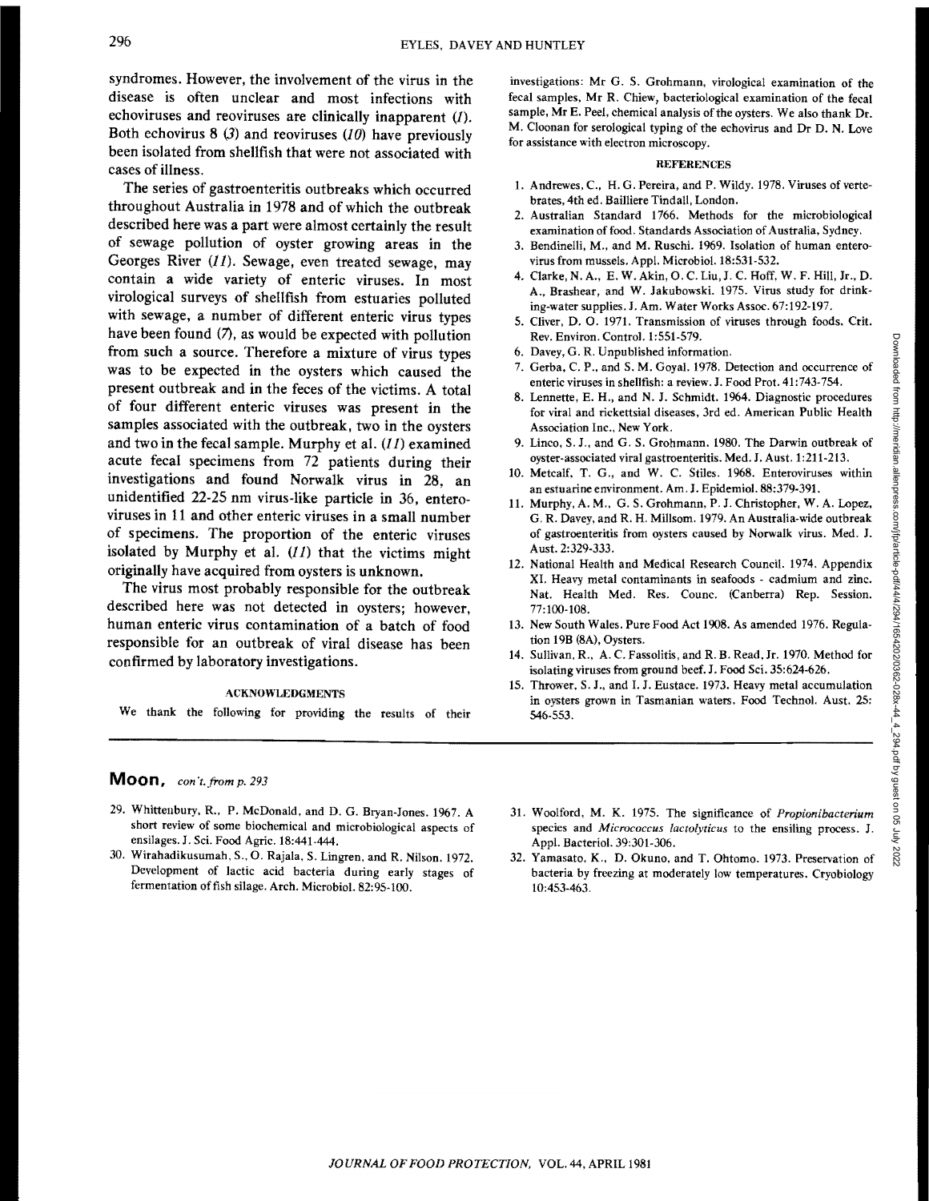syndromes. However, the involvement of the virus in the disease is often unclear and most infections with echoviruses and reoviruses are clinically inapparent (1). Both echovirus 8 (3) and reoviruses (10) have previously been isolated from shellfish that were not associated with cases of illness.

The series of gastroenteritis outbreaks which occurred throughout Australia in 1978 and of which the outbreak described here was a part were almost certainly the result of sewage pollution of oyster growing areas in the Georges River (11). Sewage, even treated sewage, may contain a wide variety of enteric viruses. In most virological surveys of shellfish from estuaries polluted with sewage, a number of different enteric virus types have been found (7), as would be expected with pollution from such a source. Therefore a mixture of virus types was to be expected in the oysters which caused the present outbreak and in the feces of the victims. A total of four different enteric viruses was present in the samples associated with the outbreak, two in the oysters and two in the fecal sample. Murphy et al. (11) examined acute fecal specimens from 72 patients during their investigations and found Norwalk virus in 28, an unidentified 22-25 nm virus-like particle in 36, enteroviruses in 11 and other enteric viruses in a small number of specimens. The proportion of the enteric viruses isolated by Murphy et al. (11) that the victims might originally have acquired from oysters is unknown.

The virus most probably responsible for the outbreak described here was not detected in oysters; however, human enteric virus contamination of a batch of food responsible for an outbreak of viral disease has been confirmed by laboratory investigations.

## ACKNOWLEDGMENTS

We thank the following for providing the results of their investigations: Mr G. S. Grohmann, virological examination of the fecal samples, Mr R. Chiew, bacteriological examination of the fecal sample, Mr E. Peel, chemical analysis of the oysters. We also thank Dr. M. Cloonan for serological typing of the echovirus and Dr D. N. Love for assistance with electron microscopy.

## REFERENCES

1. Andrewes, C., H. G. Pereira, and P. Wildy. 1978. Viruses of vertebrates, 4th ed. Bailliere Tindall, London.
2. Australian Standard 1766. Methods for the microbiological examination of food. Standards Association of Australia, Sydney.
3. Bendinelli, M., and M. Ruschi. 1969. Isolation of human enterovirus from mussels. Appl. Microbiol. 18:531-532.
4. Clarke, N. A., E. W. Akin, O. C. Liu, J. C. Hoff, W. F. Hill, Jr., D. A., Brashear, and W. Jakubowski. 1975. Virus study for drinking-water supplies. J. Am. Water Works Assoc. 67:192-197.
5. Cliver, D. O. 1971. Transmission of viruses through foods. Crit. Rev. Environ. Control. 1:551-579.
6. Davey, G. R. Unpublished information.
7. Gerba, C. P., and S. M. Goyal. 1978. Detection and occurrence of enteric viruses in shellfish: a review. J. Food Prot. 41:743-754.
8. Lennette, E. H., and N. J. Schmidt. 1964. Diagnostic procedures for viral and rickettsial diseases, 3rd ed. American Public Health Association Inc., New York.
9. Linco, S. J., and G. S. Grohmann. 1980. The Darwin outbreak of oyster-associated viral gastroenteritis. Med. J. Aust. 1:211-213.
10. Metcalf, T. G., and W. C. Stiles. 1968. Enteroviruses within an estuarine environment. Am. J. Epidemiol. 88:379-391.
11. Murphy, A. M., G. S. Grohmann, P. J. Christopher, W. A. Lopez, G. R. Davey, and R. H. Millsom. 1979. An Australia-wide outbreak of gastroenteritis from oysters caused by Norwalk virus. Med. J. Aust. 2:329-333.
12. National Health and Medical Research Council. 1974. Appendix XI. Heavy metal contaminants in seafoods - cadmium and zinc. Nat. Health Med. Res. Counc. (Canberra) Rep. Session. 77:100-108.
13. New South Wales. Pure Food Act 1908. As amended 1976. Regulation 19B (8A), Oysters.
14. Sullivan, R., A. C. Fassolitis, and R. B. Read, Jr. 1970. Method for isolating viruses from ground beef. J. Food Sci. 35:624-626.
15. Thrower, S. J., and I. J. Eustace. 1973. Heavy metal accumulation in oysters grown in Tasmanian waters. Food Technol. Aust. 25: 546-553.

---

**Moon,** *con't. from p. 293*

29. Whittenbury, R., P. McDonald, and D. G. Bryan-Jones. 1967. A short review of some biochemical and microbiological aspects of ensilages. J. Sci. Food Agric. 18:441-444.
30. Wirahadikusumah, S., O. Rajala, S. Lingren, and R. Nilson. 1972. Development of lactic acid bacteria during early stages of fermentation of fish silage. Arch. Microbiol. 82:95-100.
31. Woolford, M. K. 1975. The significance of *Propionibacterium* species and *Micrococcus lactolyticus* to the ensiling process. J. Appl. Bacteriol. 39:301-306.
32. Yamasato, K., D. Okuno, and T. Ohtomo. 1973. Preservation of bacteria by freezing at moderately low temperatures. Cryobiology 10:453-463.